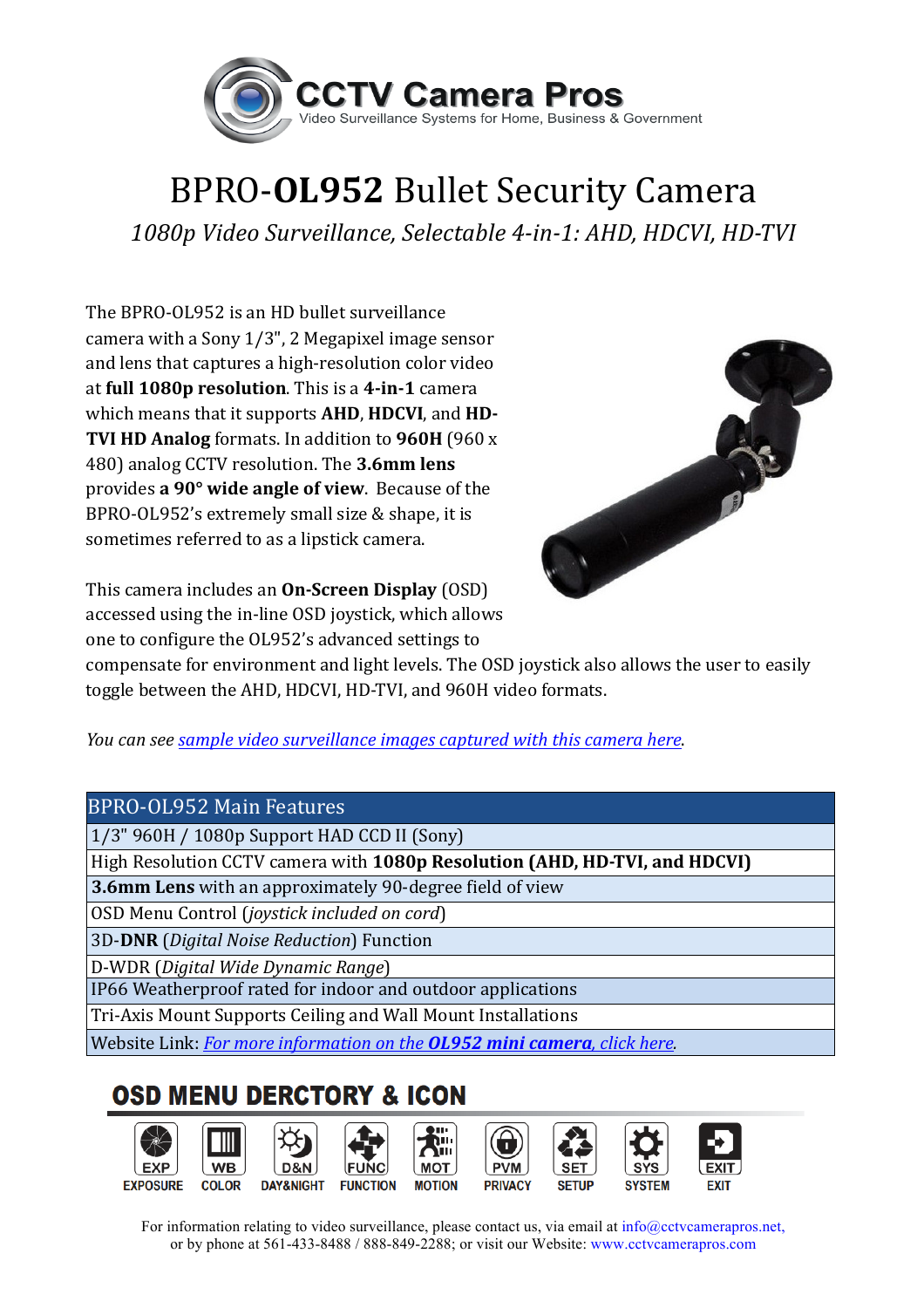CCTV Camera Pros
Video Surveillance Systems for Home, Business & Government

# BPRO-**OL952** Bullet Security Camera

*1080p Video Surveillance, Selectable 4-in-1: AHD, HDCVI, HD-TVI*

The BPRO-OL952 is an HD bullet surveillance camera with a Sony 1/3", 2 Megapixel image sensor and lens that captures a high-resolution color video at **full 1080p resolution**. This is a **4-in-1** camera which means that it supports **AHD**, **HDCVI**, and **HD-TVI HD Analog** formats. In addition to **960H** (960 x 480) analog CCTV resolution. The **3.6mm lens** provides **a 90° wide angle of view**. Because of the BPRO-OL952's extremely small size & shape, it is sometimes referred to as a lipstick camera.

This camera includes an **On-Screen Display** (OSD) accessed using the in-line OSD joystick, which allows one to configure the OL952's advanced settings to compensate for environment and light levels. The OSD joystick also allows the user to easily toggle between the AHD, HDCVI, HD-TVI, and 960H video formats.

*You can see sample video surveillance images captured with this camera here.*

| BPRO-OL952 Main Features |
|---|
| 1/3" 960H / 1080p Support HAD CCD II (Sony) |
| High Resolution CCTV camera with **1080p Resolution (AHD, HD-TVI, and HDCVI)** |
| **3.6mm Lens** with an approximately 90-degree field of view |
| OSD Menu Control (*joystick included on cord*) |
| 3D-**DNR** (*Digital Noise Reduction*) Function |
| D-WDR (*Digital Wide Dynamic Range*) |
| IP66 Weatherproof rated for indoor and outdoor applications |
| Tri-Axis Mount Supports Ceiling and Wall Mount Installations |
| Website Link: *For more information on the **OL952 mini camera**, click here.* |

## OSD MENU DERCTORY & ICON

EXP EXPOSURE | WB COLOR | D&N DAY&NIGHT | FUNC FUNCTION | MOT MOTION | PVM PRIVACY | SET SETUP | SYS SYSTEM | EXIT EXIT

For information relating to video surveillance, please contact us, via email at info@cctvcamerapros.net, or by phone at 561-433-8488 / 888-849-2288; or visit our Website: www.cctvcamerapros.com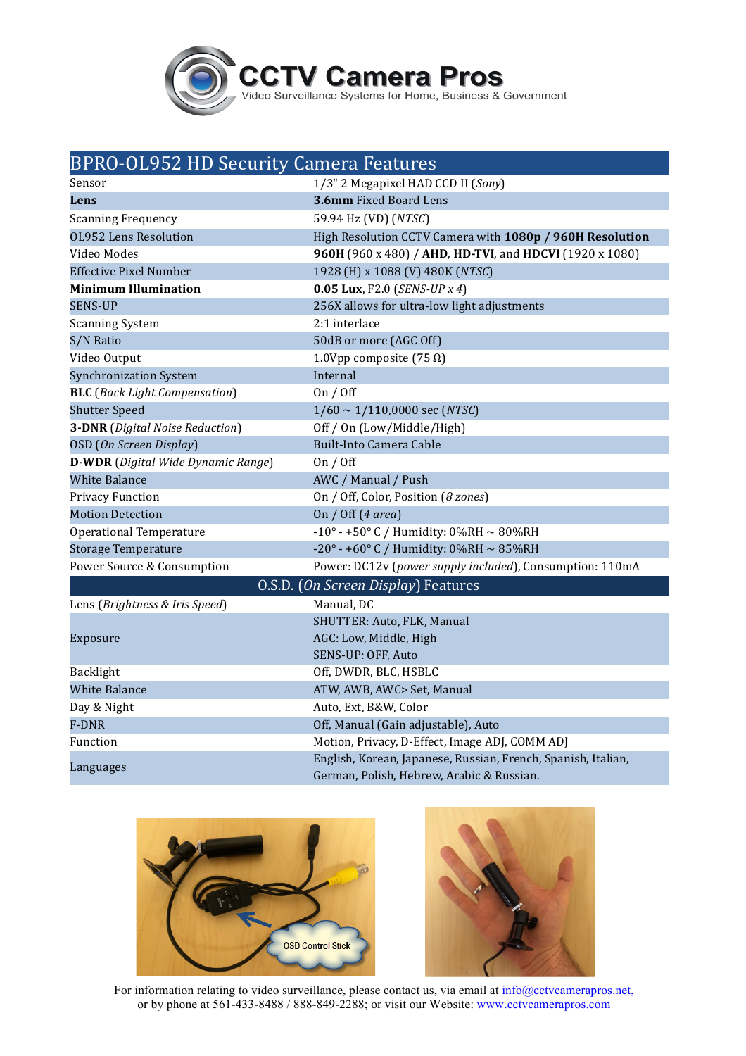**CCTV Camera Pros**
Video Surveillance Systems for Home, Business & Government

## BPRO-OL952 HD Security Camera Features

| | |
|---|---|
| Sensor | 1/3" 2 Megapixel HAD CCD II (*Sony*) |
| **Lens** | **3.6mm** Fixed Board Lens |
| Scanning Frequency | 59.94 Hz (VD) (*NTSC*) |
| OL952 Lens Resolution | High Resolution CCTV Camera with **1080p / 960H Resolution** |
| Video Modes | **960H** (960 x 480) / **AHD**, **HD-TVI**, and **HDCVI** (1920 x 1080) |
| Effective Pixel Number | 1928 (H) x 1088 (V) 480K (*NTSC*) |
| **Minimum Illumination** | **0.05 Lux**, F2.0 (*SENS-UP x 4*) |
| SENS-UP | 256X allows for ultra-low light adjustments |
| Scanning System | 2:1 interlace |
| S/N Ratio | 50dB or more (AGC Off) |
| Video Output | 1.0Vpp composite (75 Ω) |
| Synchronization System | Internal |
| **BLC** (*Back Light Compensation*) | On / Off |
| Shutter Speed | 1/60 ~ 1/110,0000 sec (*NTSC*) |
| **3-DNR** (*Digital Noise Reduction*) | Off / On (Low/Middle/High) |
| OSD (*On Screen Display*) | Built-Into Camera Cable |
| **D-WDR** (*Digital Wide Dynamic Range*) | On / Off |
| White Balance | AWC / Manual / Push |
| Privacy Function | On / Off, Color, Position (*8 zones*) |
| Motion Detection | On / Off (*4 area*) |
| Operational Temperature | -10° - +50° C / Humidity: 0%RH ~ 80%RH |
| Storage Temperature | -20° - +60° C / Humidity: 0%RH ~ 85%RH |
| Power Source & Consumption | Power: DC12v (*power supply included*), Consumption: 110mA |

## O.S.D. (*On Screen Display*) Features

| | |
|---|---|
| Lens (*Brightness & Iris Speed*) | Manual, DC |
| Exposure | SHUTTER: Auto, FLK, Manual<br>AGC: Low, Middle, High<br>SENS-UP: OFF, Auto |
| Backlight | Off, DWDR, BLC, HSBLC |
| White Balance | ATW, AWB, AWC> Set, Manual |
| Day & Night | Auto, Ext, B&W, Color |
| F-DNR | Off, Manual (Gain adjustable), Auto |
| Function | Motion, Privacy, D-Effect, Image ADJ, COMM ADJ |
| Languages | English, Korean, Japanese, Russian, French, Spanish, Italian, German, Polish, Hebrew, Arabic & Russian. |

OSD Control Stick

For information relating to video surveillance, please contact us, via email at info@cctvcamerapros.net, or by phone at 561-433-8488 / 888-849-2288; or visit our Website: www.cctvcamerapros.com